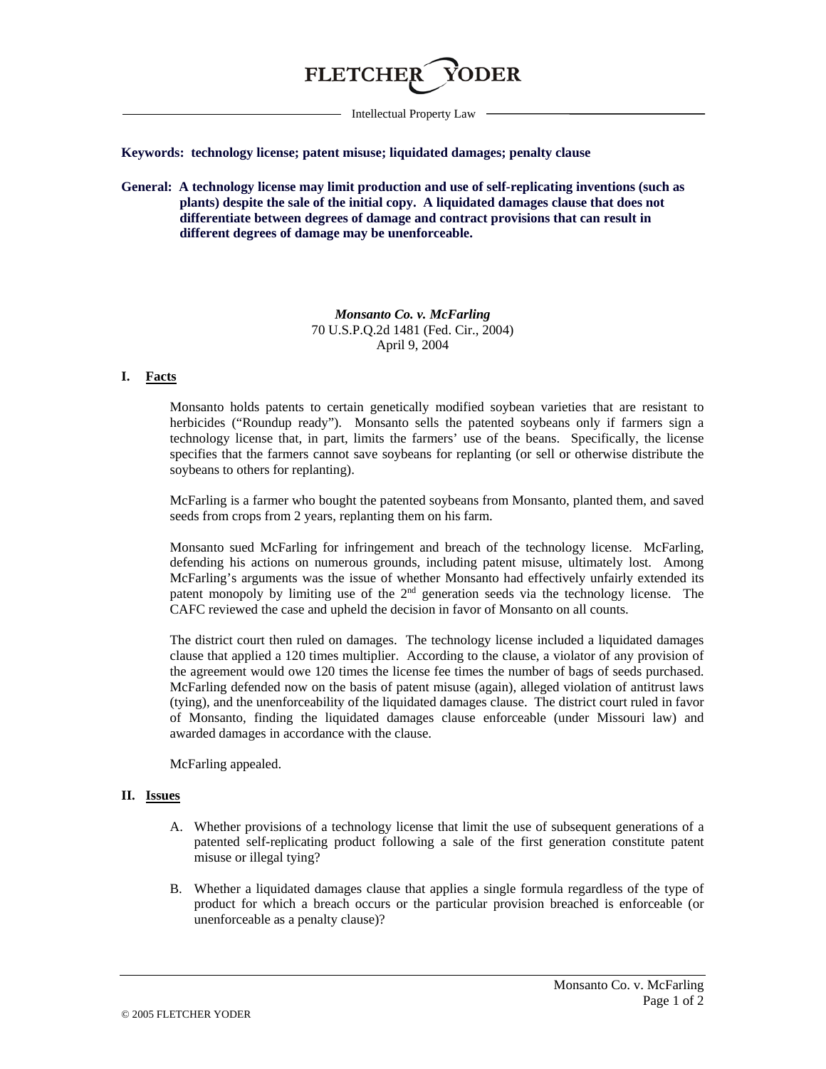FLETCHER YODER

Intellectual Property Law

**Keywords: technology license; patent misuse; liquidated damages; penalty clause**

**General: A technology license may limit production and use of self-replicating inventions (such as plants) despite the sale of the initial copy. A liquidated damages clause that does not differentiate between degrees of damage and contract provisions that can result in different degrees of damage may be unenforceable.**

***Monsanto Co. v. McFarling***
70 U.S.P.Q.2d 1481 (Fed. Cir., 2004)
April 9, 2004

## I. Facts

Monsanto holds patents to certain genetically modified soybean varieties that are resistant to herbicides ("Roundup ready"). Monsanto sells the patented soybeans only if farmers sign a technology license that, in part, limits the farmers' use of the beans. Specifically, the license specifies that the farmers cannot save soybeans for replanting (or sell or otherwise distribute the soybeans to others for replanting).

McFarling is a farmer who bought the patented soybeans from Monsanto, planted them, and saved seeds from crops from 2 years, replanting them on his farm.

Monsanto sued McFarling for infringement and breach of the technology license. McFarling, defending his actions on numerous grounds, including patent misuse, ultimately lost. Among McFarling's arguments was the issue of whether Monsanto had effectively unfairly extended its patent monopoly by limiting use of the 2nd generation seeds via the technology license. The CAFC reviewed the case and upheld the decision in favor of Monsanto on all counts.

The district court then ruled on damages. The technology license included a liquidated damages clause that applied a 120 times multiplier. According to the clause, a violator of any provision of the agreement would owe 120 times the license fee times the number of bags of seeds purchased. McFarling defended now on the basis of patent misuse (again), alleged violation of antitrust laws (tying), and the unenforceability of the liquidated damages clause. The district court ruled in favor of Monsanto, finding the liquidated damages clause enforceable (under Missouri law) and awarded damages in accordance with the clause.

McFarling appealed.

## II. Issues

A. Whether provisions of a technology license that limit the use of subsequent generations of a patented self-replicating product following a sale of the first generation constitute patent misuse or illegal tying?

B. Whether a liquidated damages clause that applies a single formula regardless of the type of product for which a breach occurs or the particular provision breached is enforceable (or unenforceable as a penalty clause)?

© 2005 FLETCHER YODER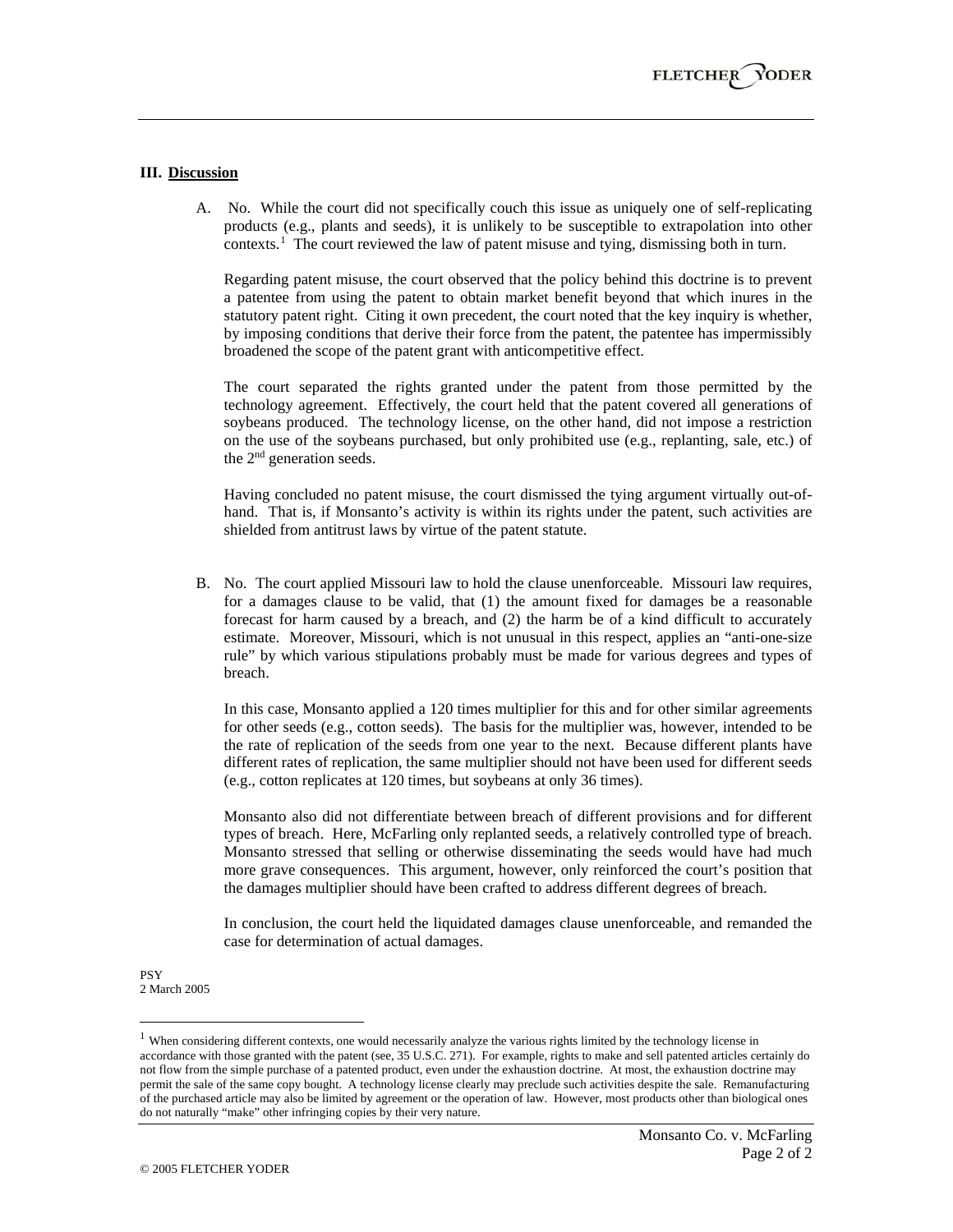## III. Discussion

A. No. While the court did not specifically couch this issue as uniquely one of self-replicating products (e.g., plants and seeds), it is unlikely to be susceptible to extrapolation into other contexts.[1] The court reviewed the law of patent misuse and tying, dismissing both in turn.

Regarding patent misuse, the court observed that the policy behind this doctrine is to prevent a patentee from using the patent to obtain market benefit beyond that which inures in the statutory patent right. Citing it own precedent, the court noted that the key inquiry is whether, by imposing conditions that derive their force from the patent, the patentee has impermissibly broadened the scope of the patent grant with anticompetitive effect.

The court separated the rights granted under the patent from those permitted by the technology agreement. Effectively, the court held that the patent covered all generations of soybeans produced. The technology license, on the other hand, did not impose a restriction on the use of the soybeans purchased, but only prohibited use (e.g., replanting, sale, etc.) of the 2nd generation seeds.

Having concluded no patent misuse, the court dismissed the tying argument virtually out-of-hand. That is, if Monsanto's activity is within its rights under the patent, such activities are shielded from antitrust laws by virtue of the patent statute.

B. No. The court applied Missouri law to hold the clause unenforceable. Missouri law requires, for a damages clause to be valid, that (1) the amount fixed for damages be a reasonable forecast for harm caused by a breach, and (2) the harm be of a kind difficult to accurately estimate. Moreover, Missouri, which is not unusual in this respect, applies an "anti-one-size rule" by which various stipulations probably must be made for various degrees and types of breach.

In this case, Monsanto applied a 120 times multiplier for this and for other similar agreements for other seeds (e.g., cotton seeds). The basis for the multiplier was, however, intended to be the rate of replication of the seeds from one year to the next. Because different plants have different rates of replication, the same multiplier should not have been used for different seeds (e.g., cotton replicates at 120 times, but soybeans at only 36 times).

Monsanto also did not differentiate between breach of different provisions and for different types of breach. Here, McFarling only replanted seeds, a relatively controlled type of breach. Monsanto stressed that selling or otherwise disseminating the seeds would have had much more grave consequences. This argument, however, only reinforced the court's position that the damages multiplier should have been crafted to address different degrees of breach.

In conclusion, the court held the liquidated damages clause unenforceable, and remanded the case for determination of actual damages.

PSY
2 March 2005

---

[1] When considering different contexts, one would necessarily analyze the various rights limited by the technology license in accordance with those granted with the patent (see, 35 U.S.C. 271). For example, rights to make and sell patented articles certainly do not flow from the simple purchase of a patented product, even under the exhaustion doctrine. At most, the exhaustion doctrine may permit the sale of the same copy bought. A technology license clearly may preclude such activities despite the sale. Remanufacturing of the purchased article may also be limited by agreement or the operation of law. However, most products other than biological ones do not naturally "make" other infringing copies by their very nature.